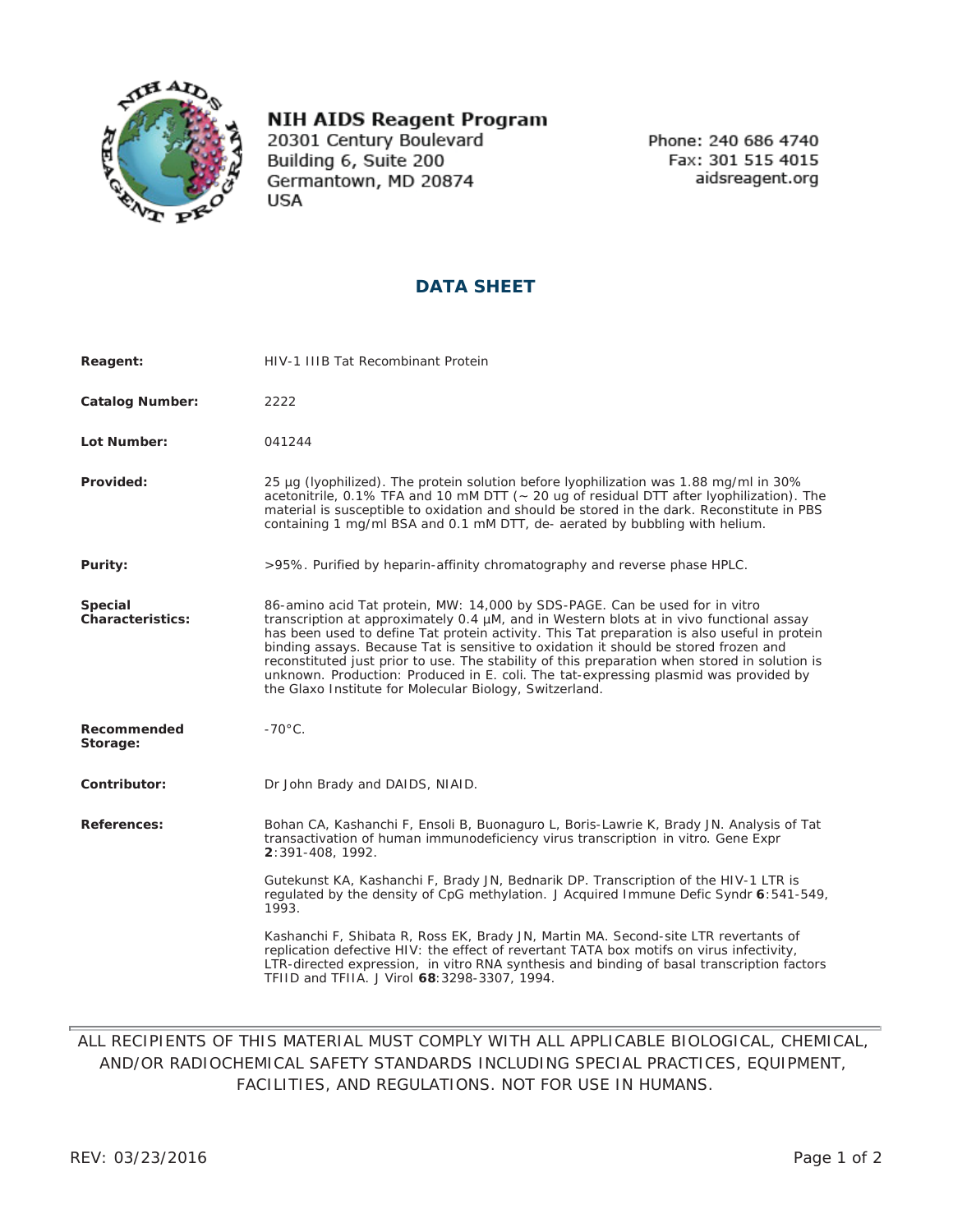**NIH AIDS Reagent Program**
20301 Century Boulevard
Building 6, Suite 200
Germantown, MD 20874
USA

Phone: 240 686 4740
Fax: 301 515 4015
aidsreagent.org

# DATA SHEET

**Reagent:** HIV-1 IIIB Tat Recombinant Protein

**Catalog Number:** 2222

**Lot Number:** 041244

**Provided:** 25 µg (lyophilized). The protein solution before lyophilization was 1.88 mg/ml in 30% acetonitrile, 0.1% TFA and 10 mM DTT (~ 20 ug of residual DTT after lyophilization). The material is susceptible to oxidation and should be stored in the dark. Reconstitute in PBS containing 1 mg/ml BSA and 0.1 mM DTT, de- aerated by bubbling with helium.

**Purity:** >95%. Purified by heparin-affinity chromatography and reverse phase HPLC.

**Special Characteristics:** 86-amino acid Tat protein, MW: 14,000 by SDS-PAGE. Can be used for in vitro transcription at approximately 0.4 µM, and in Western blots at in vivo functional assay has been used to define Tat protein activity. This Tat preparation is also useful in protein binding assays. Because Tat is sensitive to oxidation it should be stored frozen and reconstituted just prior to use. The stability of this preparation when stored in solution is unknown. Production: Produced in E. coli. The tat-expressing plasmid was provided by the Glaxo Institute for Molecular Biology, Switzerland.

**Recommended Storage:** -70°C.

**Contributor:** Dr John Brady and DAIDS, NIAID.

**References:**

Bohan CA, Kashanchi F, Ensoli B, Buonaguro L, Boris-Lawrie K, Brady JN. Analysis of Tat transactivation of human immunodeficiency virus transcription in vitro. Gene Expr **2**:391-408, 1992.

Gutekunst KA, Kashanchi F, Brady JN, Bednarik DP. Transcription of the HIV-1 LTR is regulated by the density of CpG methylation. J Acquired Immune Defic Syndr **6**:541-549, 1993.

Kashanchi F, Shibata R, Ross EK, Brady JN, Martin MA. Second-site LTR revertants of replication defective HIV: the effect of revertant TATA box motifs on virus infectivity, LTR-directed expression, in vitro RNA synthesis and binding of basal transcription factors TFIID and TFIIA. J Virol **68**:3298-3307, 1994.

---

ALL RECIPIENTS OF THIS MATERIAL MUST COMPLY WITH ALL APPLICABLE BIOLOGICAL, CHEMICAL, AND/OR RADIOCHEMICAL SAFETY STANDARDS INCLUDING SPECIAL PRACTICES, EQUIPMENT, FACILITIES, AND REGULATIONS. NOT FOR USE IN HUMANS.

REV: 03/23/2016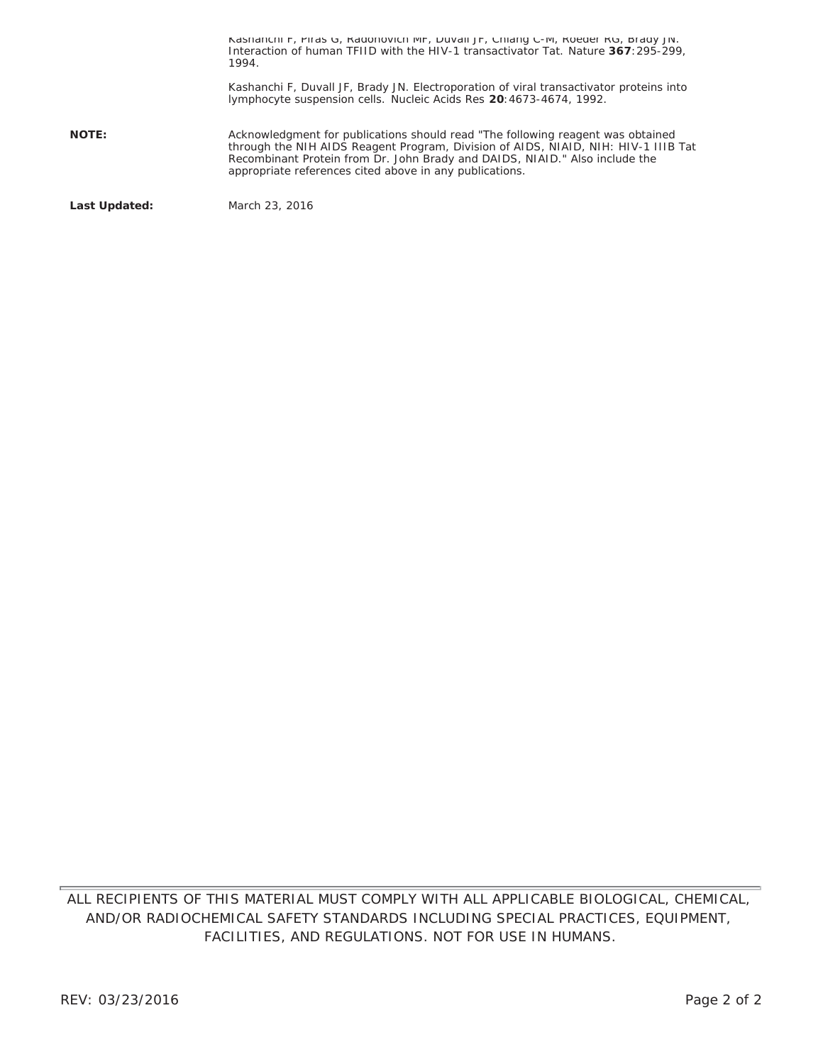Kashanchi F, Piras G, Radonovich MF, Duvall JF, Chiang C-M, Roeder RG, Brady JN. Interaction of human TFIID with the HIV-1 transactivator Tat. Nature **367**:295-299, 1994.

Kashanchi F, Duvall JF, Brady JN. Electroporation of viral transactivator proteins into lymphocyte suspension cells. Nucleic Acids Res **20**:4673-4674, 1992.

**NOTE:** Acknowledgment for publications should read "The following reagent was obtained through the NIH AIDS Reagent Program, Division of AIDS, NIAID, NIH: HIV-1 IIIB Tat Recombinant Protein from Dr. John Brady and DAIDS, NIAID." Also include the appropriate references cited above in any publications.

**Last Updated:** March 23, 2016

ALL RECIPIENTS OF THIS MATERIAL MUST COMPLY WITH ALL APPLICABLE BIOLOGICAL, CHEMICAL, AND/OR RADIOCHEMICAL SAFETY STANDARDS INCLUDING SPECIAL PRACTICES, EQUIPMENT, FACILITIES, AND REGULATIONS. NOT FOR USE IN HUMANS.